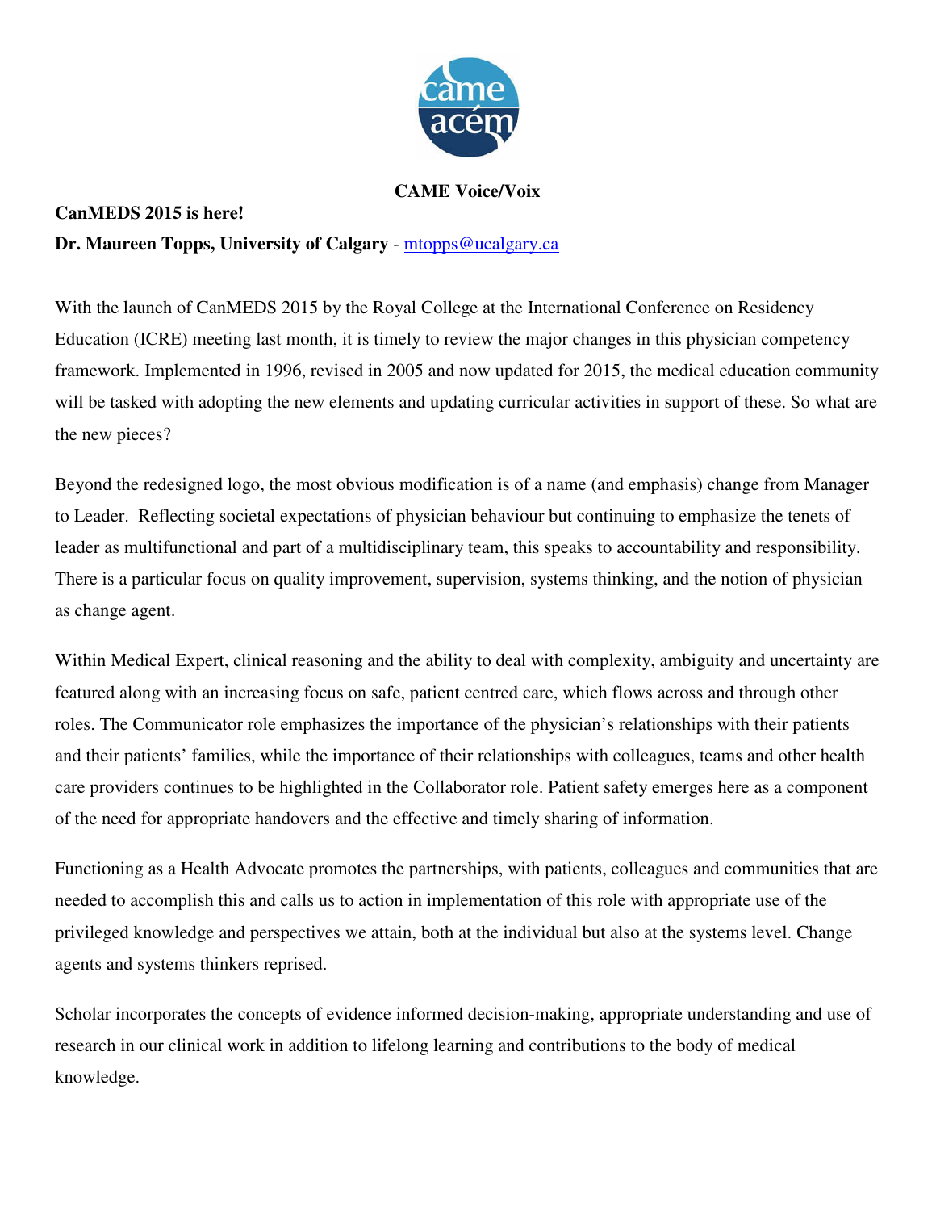**CAME Voice/Voix**

**CanMEDS 2015 is here!**

**Dr. Maureen Topps, University of Calgary** - mtopps@ucalgary.ca

With the launch of CanMEDS 2015 by the Royal College at the International Conference on Residency Education (ICRE) meeting last month, it is timely to review the major changes in this physician competency framework. Implemented in 1996, revised in 2005 and now updated for 2015, the medical education community will be tasked with adopting the new elements and updating curricular activities in support of these. So what are the new pieces?

Beyond the redesigned logo, the most obvious modification is of a name (and emphasis) change from Manager to Leader. Reflecting societal expectations of physician behaviour but continuing to emphasize the tenets of leader as multifunctional and part of a multidisciplinary team, this speaks to accountability and responsibility. There is a particular focus on quality improvement, supervision, systems thinking, and the notion of physician as change agent.

Within Medical Expert, clinical reasoning and the ability to deal with complexity, ambiguity and uncertainty are featured along with an increasing focus on safe, patient centred care, which flows across and through other roles. The Communicator role emphasizes the importance of the physician's relationships with their patients and their patients' families, while the importance of their relationships with colleagues, teams and other health care providers continues to be highlighted in the Collaborator role. Patient safety emerges here as a component of the need for appropriate handovers and the effective and timely sharing of information.

Functioning as a Health Advocate promotes the partnerships, with patients, colleagues and communities that are needed to accomplish this and calls us to action in implementation of this role with appropriate use of the privileged knowledge and perspectives we attain, both at the individual but also at the systems level. Change agents and systems thinkers reprised.

Scholar incorporates the concepts of evidence informed decision-making, appropriate understanding and use of research in our clinical work in addition to lifelong learning and contributions to the body of medical knowledge.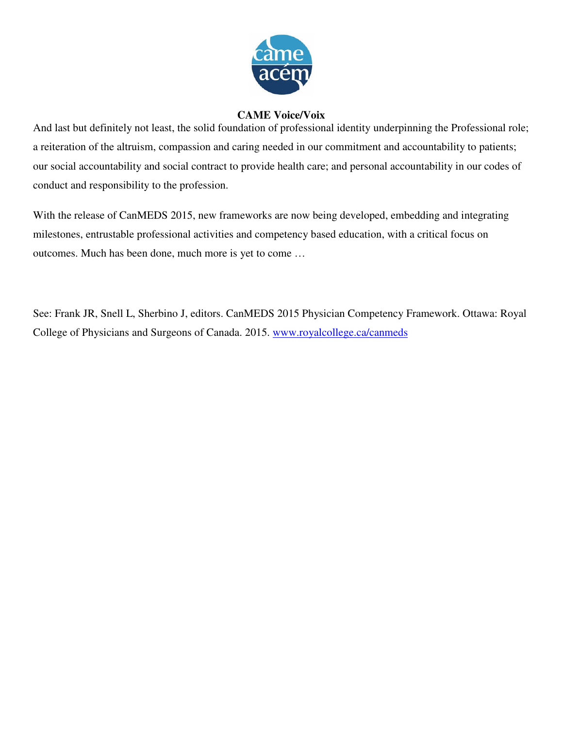**CAME Voice/Voix**

And last but definitely not least, the solid foundation of professional identity underpinning the Professional role; a reiteration of the altruism, compassion and caring needed in our commitment and accountability to patients; our social accountability and social contract to provide health care; and personal accountability in our codes of conduct and responsibility to the profession.

With the release of CanMEDS 2015, new frameworks are now being developed, embedding and integrating milestones, entrustable professional activities and competency based education, with a critical focus on outcomes. Much has been done, much more is yet to come …

See: Frank JR, Snell L, Sherbino J, editors. CanMEDS 2015 Physician Competency Framework. Ottawa: Royal College of Physicians and Surgeons of Canada. 2015. [www.royalcollege.ca/canmeds](http://www.royalcollege.ca/canmeds)